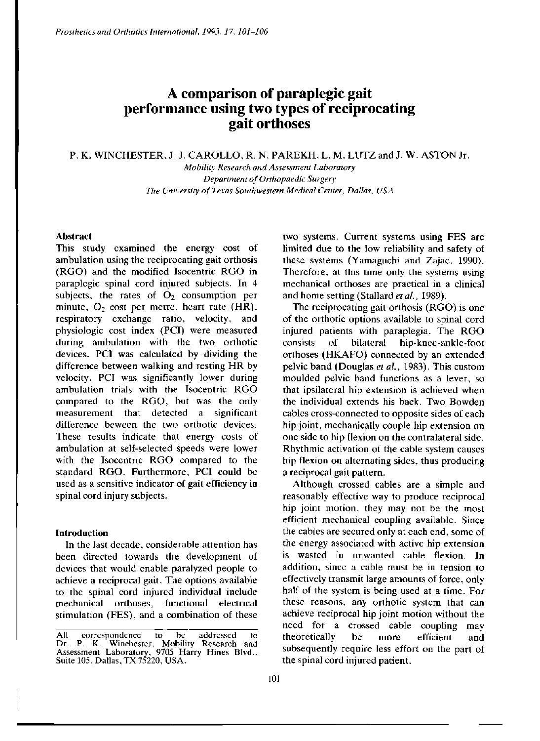# A comparison of paraplegic gait performance using two types of reciprocating gait orthoses

P. K. WINCHESTER, J. J. CAROLLO, R. N. PAREKH, L. M. LUTZ and J. W. ASTON Jr.

*Mobility Research and Assessment Laboratory*
*Department of Orthopaedic Surgery*
*The University of Texas Southwestern Medical Center, Dallas, USA*

### Abstract

This study examined the energy cost of ambulation using the reciprocating gait orthosis (RGO) and the modified Isocentric RGO in paraplegic spinal cord injured subjects. In 4 subjects, the rates of $O_2$ consumption per minute, $O_2$ cost per metre, heart rate (HR), respiratory exchange ratio, velocity, and physiologic cost index (PCI) were measured during ambulation with the two orthotic devices. PCI was calculated by dividing the difference between walking and resting HR by velocity. PCI was significantly lower during ambulation trials with the Isocentric RGO compared to the RGO, but was the only measurement that detected a significant difference beween the two orthotic devices. These results indicate that energy costs of ambulation at self-selected speeds were lower with the Isocentric RGO compared to the standard RGO. Furthermore, PCI could be used as a sensitive indicator of gait efficiency in spinal cord injury subjects.

### Introduction

In the last decade, considerable attention has been directed towards the development of devices that would enable paralyzed people to achieve a reciprocal gait. The options available to the spinal cord injured individual include mechanical orthoses, functional electrical stimulation (FES), and a combination of these two systems. Current systems using FES are limited due to the low reliability and safety of these systems (Yamaguchi and Zajac, 1990). Therefore, at this time only the systems using mechanical orthoses are practical in a clinical and home setting (Stallard *et al.*, 1989).

The reciprocating gait orthosis (RGO) is one of the orthotic options available to spinal cord injured patients with paraplegia. The RGO consists of bilateral hip-knee-ankle-foot orthoses (HKAFO) connected by an extended pelvic band (Douglas *et al.*, 1983). This custom moulded pelvic band functions as a lever, so that ipsilateral hip extension is achieved when the individual extends his back. Two Bowden cables cross-connected to opposite sides of each hip joint, mechanically couple hip extension on one side to hip flexion on the contralateral side. Rhythmic activation of the cable system causes hip flexion on alternating sides, thus producing a reciprocal gait pattern.

Although crossed cables are a simple and reasonably effective way to produce reciprocal hip joint motion, they may not be the most efficient mechanical coupling available. Since the cables are secured only at each end, some of the energy associated with active hip extension is wasted in unwanted cable flexion. In addition, since a cable must be in tension to effectively transmit large amounts of force, only half of the system is being used at a time. For these reasons, any orthotic system that can achieve reciprocal hip joint motion without the need for a crossed cable coupling may theoretically be more efficient and subsequently require less effort on the part of the spinal cord injured patient.

All correspondence to be addressed to Dr. P. K. Winchester, Mobility Research and Assessment Laboratory, 9705 Harry Hines Blvd., Suite 105, Dallas, TX 75220, USA.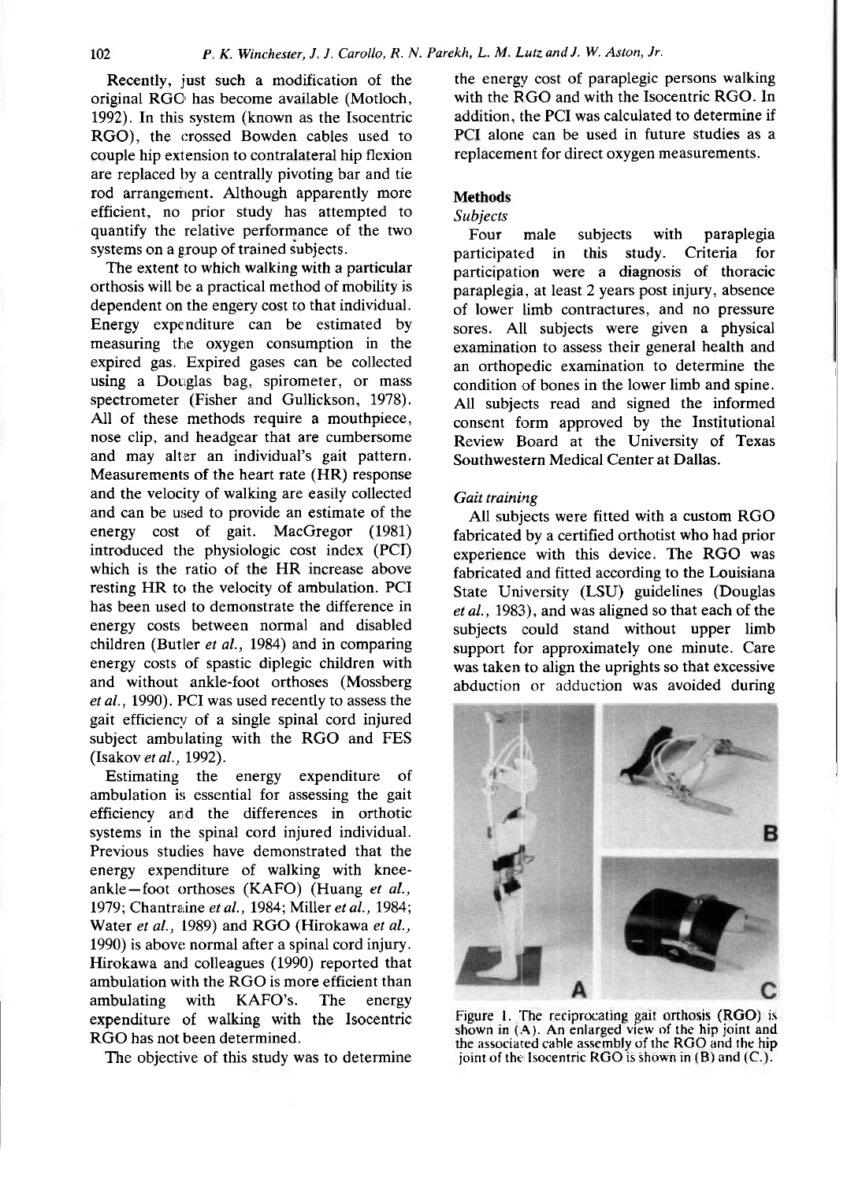Recently, just such a modification of the original RGO has become available (Motloch, 1992). In this system (known as the Isocentric RGO), the crossed Bowden cables used to couple hip extension to contralateral hip flexion are replaced by a centrally pivoting bar and tie rod arrangement. Although apparently more efficient, no prior study has attempted to quantify the relative performance of the two systems on a group of trained subjects.

The extent to which walking with a particular orthosis will be a practical method of mobility is dependent on the engery cost to that individual. Energy expenditure can be estimated by measuring the oxygen consumption in the expired gas. Expired gases can be collected using a Douglas bag, spirometer, or mass spectrometer (Fisher and Gullickson, 1978). All of these methods require a mouthpiece, nose clip, and headgear that are cumbersome and may alter an individual's gait pattern. Measurements of the heart rate (HR) response and the velocity of walking are easily collected and can be used to provide an estimate of the energy cost of gait. MacGregor (1981) introduced the physiologic cost index (PCI) which is the ratio of the HR increase above resting HR to the velocity of ambulation. PCI has been used to demonstrate the difference in energy costs between normal and disabled children (Butler *et al.*, 1984) and in comparing energy costs of spastic diplegic children with and without ankle-foot orthoses (Mossberg *et al.*, 1990). PCI was used recently to assess the gait efficiency of a single spinal cord injured subject ambulating with the RGO and FES (Isakov *et al.*, 1992).

Estimating the energy expenditure of ambulation is essential for assessing the gait efficiency and the differences in orthotic systems in the spinal cord injured individual. Previous studies have demonstrated that the energy expenditure of walking with knee-ankle—foot orthoses (KAFO) (Huang *et al.*, 1979; Chantraine *et al.*, 1984; Miller *et al.*, 1984; Water *et al.*, 1989) and RGO (Hirokawa *et al.*, 1990) is above normal after a spinal cord injury. Hirokawa and colleagues (1990) reported that ambulation with the RGO is more efficient than ambulating with KAFO's. The energy expenditure of walking with the Isocentric RGO has not been determined.

The objective of this study was to determine the energy cost of paraplegic persons walking with the RGO and with the Isocentric RGO. In addition, the PCI was calculated to determine if PCI alone can be used in future studies as a replacement for direct oxygen measurements.

## Methods

### *Subjects*

Four male subjects with paraplegia participated in this study. Criteria for participation were a diagnosis of thoracic paraplegia, at least 2 years post injury, absence of lower limb contractures, and no pressure sores. All subjects were given a physical examination to assess their general health and an orthopedic examination to determine the condition of bones in the lower limb and spine. All subjects read and signed the informed consent form approved by the Institutional Review Board at the University of Texas Southwestern Medical Center at Dallas.

### *Gait training*

All subjects were fitted with a custom RGO fabricated by a certified orthotist who had prior experience with this device. The RGO was fabricated and fitted according to the Louisiana State University (LSU) guidelines (Douglas *et al.*, 1983), and was aligned so that each of the subjects could stand without upper limb support for approximately one minute. Care was taken to align the uprights so that excessive abduction or adduction was avoided during

Figure 1. The reciprocating gait orthosis (RGO) is shown in (A). An enlarged view of the hip joint and the associated cable assembly of the RGO and the hip joint of the Isocentric RGO is shown in (B) and (C.).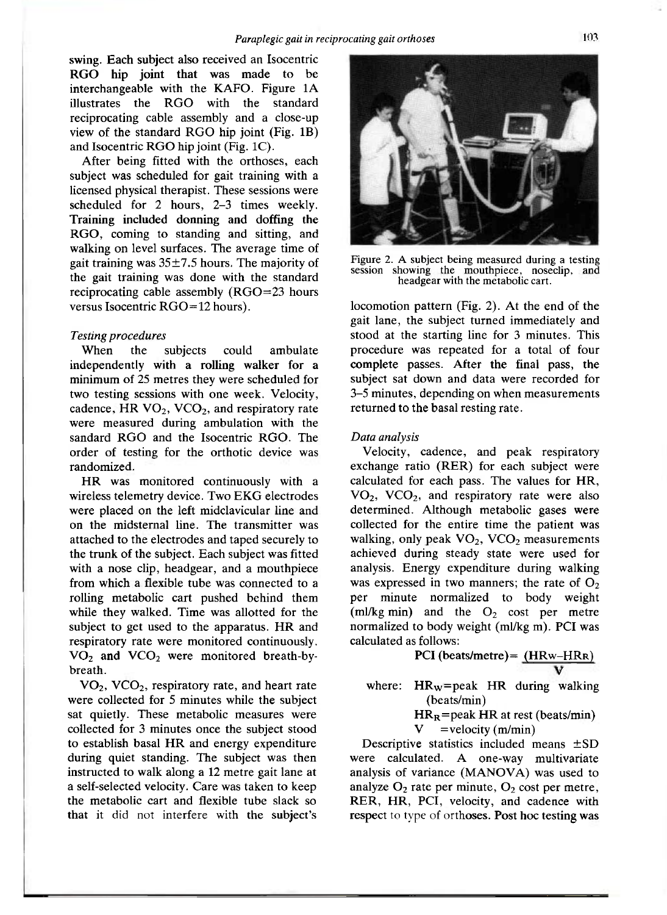swing. Each subject also received an Isocentric RGO hip joint that was made to be interchangeable with the KAFO. Figure 1A illustrates the RGO with the standard reciprocating cable assembly and a close-up view of the standard RGO hip joint (Fig. 1B) and Isocentric RGO hip joint (Fig. 1C).

After being fitted with the orthoses, each subject was scheduled for gait training with a licensed physical therapist. These sessions were scheduled for 2 hours, 2–3 times weekly. Training included donning and doffing the RGO, coming to standing and sitting, and walking on level surfaces. The average time of gait training was 35±7.5 hours. The majority of the gait training was done with the standard reciprocating cable assembly (RGO=23 hours versus Isocentric RGO=12 hours).

### *Testing procedures*

When the subjects could ambulate independently with a rolling walker for a minimum of 25 metres they were scheduled for two testing sessions with one week. Velocity, cadence, HR $VO_2$, $VCO_2$, and respiratory rate were measured during ambulation with the sandard RGO and the Isocentric RGO. The order of testing for the orthotic device was randomized.

HR was monitored continuously with a wireless telemetry device. Two EKG electrodes were placed on the left midclavicular line and on the midsternal line. The transmitter was attached to the electrodes and taped securely to the trunk of the subject. Each subject was fitted with a nose clip, headgear, and a mouthpiece from which a flexible tube was connected to a rolling metabolic cart pushed behind them while they walked. Time was allotted for the subject to get used to the apparatus. HR and respiratory rate were monitored continuously. $VO_2$ and $VCO_2$ were monitored breath-by-breath.

$VO_2$, $VCO_2$, respiratory rate, and heart rate were collected for 5 minutes while the subject sat quietly. These metabolic measures were collected for 3 minutes once the subject stood to establish basal HR and energy expenditure during quiet standing. The subject was then instructed to walk along a 12 metre gait lane at a self-selected velocity. Care was taken to keep the metabolic cart and flexible tube slack so that it did not interfere with the subject's locomotion pattern (Fig. 2). At the end of the gait lane, the subject turned immediately and stood at the starting line for 3 minutes. This procedure was repeated for a total of four complete passes. After the final pass, the subject sat down and data were recorded for 3–5 minutes, depending on when measurements returned to the basal resting rate.

Figure 2. A subject being measured during a testing session showing the mouthpiece, noseclip, and headgear with the metabolic cart.

### *Data analysis*

Velocity, cadence, and peak respiratory exchange ratio (RER) for each subject were calculated for each pass. The values for HR, $VO_2$, $VCO_2$, and respiratory rate were also determined. Although metabolic gases were collected for the entire time the patient was walking, only peak $VO_2$, $VCO_2$ measurements achieved during steady state were used for analysis. Energy expenditure during walking was expressed in two manners; the rate of $O_2$ per minute normalized to body weight (ml/kg min) and the $O_2$ cost per metre normalized to body weight (ml/kg m). PCI was calculated as follows:

$$\text{PCI (beats/metre)} = \frac{(HR_W - HR_R)}{V}$$

where: $HR_W$ = peak HR during walking (beats/min)
$HR_R$ = peak HR at rest (beats/min)
$V$ = velocity (m/min)

Descriptive statistics included means ±SD were calculated. A one-way multivariate analysis of variance (MANOVA) was used to analyze $O_2$ rate per minute, $O_2$ cost per metre, RER, HR, PCI, velocity, and cadence with respect to type of orthoses. Post hoc testing was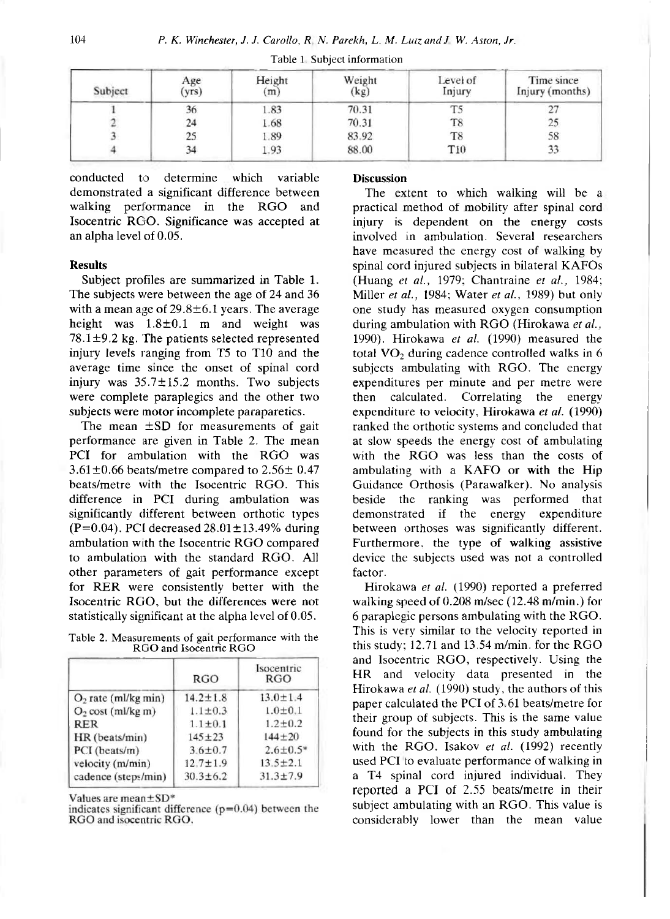Table 1. Subject information

| Subject | Age (yrs) | Height (m) | Weight (kg) | Level of Injury | Time since Injury (months) |
| --- | --- | --- | --- | --- | --- |
| 1 | 36 | 1.83 | 70.31 | T5 | 27 |
| 2 | 24 | 1.68 | 70.31 | T8 | 25 |
| 3 | 25 | 1.89 | 83.92 | T8 | 58 |
| 4 | 34 | 1.93 | 88.00 | T10 | 33 |

conducted to determine which variable demonstrated a significant difference between walking performance in the RGO and Isocentric RGO. Significance was accepted at an alpha level of 0.05.

### Results

Subject profiles are summarized in Table 1. The subjects were between the age of 24 and 36 with a mean age of 29.8±6.1 years. The average height was 1.8±0.1 m and weight was 78.1±9.2 kg. The patients selected represented injury levels ranging from T5 to T10 and the average time since the onset of spinal cord injury was 35.7±15.2 months. Two subjects were complete paraplegics and the other two subjects were motor incomplete paraparetics.

The mean ±SD for measurements of gait performance are given in Table 2. The mean PCI for ambulation with the RGO was 3.61±0.66 beats/metre compared to 2.56± 0.47 beats/metre with the Isocentric RGO. This difference in PCI during ambulation was significantly different between orthotic types (P=0.04). PCI decreased 28.01±13.49% during ambulation with the Isocentric RGO compared to ambulation with the standard RGO. All other parameters of gait performance except for RER were consistently better with the Isocentric RGO, but the differences were not statistically significant at the alpha level of 0.05.

Table 2. Measurements of gait performance with the RGO and Isocentric RGO

| | RGO | Isocentric RGO |
| --- | --- | --- |
| $O_2$ rate (ml/kg min) | 14.2±1.8 | 13.0±1.4 |
| $O_2$ cost (ml/kg m) | 1.1±0.3 | 1.0±0.1 |
| RER | 1.1±0.1 | 1.2±0.2 |
| HR (beats/min) | 145±23 | 144±20 |
| PCI (beats/m) | 3.6±0.7 | 2.6±0.5* |
| velocity (m/min) | 12.7±1.9 | 13.5±2.1 |
| cadence (steps/min) | 30.3±6.2 | 31.3±7.9 |

Values are mean±SD*
indicates significant difference (p=0.04) between the RGO and isocentric RGO.

### Discussion

The extent to which walking will be a practical method of mobility after spinal cord injury is dependent on the energy costs involved in ambulation. Several researchers have measured the energy cost of walking by spinal cord injured subjects in bilateral KAFOs (Huang *et al.*, 1979; Chantraine *et al.*, 1984; Miller *et al.*, 1984; Water *et al.*, 1989) but only one study has measured oxygen consumption during ambulation with RGO (Hirokawa *et al.*, 1990). Hirokawa *et al.* (1990) measured the total $VO_2$ during cadence controlled walks in 6 subjects ambulating with RGO. The energy expenditures per minute and per metre were then calculated. Correlating the energy expenditure to velocity, Hirokawa *et al.* (1990) ranked the orthotic systems and concluded that at slow speeds the energy cost of ambulating with the RGO was less than the costs of ambulating with a KAFO or with the Hip Guidance Orthosis (Parawalker). No analysis beside the ranking was performed that demonstrated if the energy expenditure between orthoses was significantly different. Furthermore, the type of walking assistive device the subjects used was not a controlled factor.

Hirokawa *et al.* (1990) reported a preferred walking speed of 0.208 m/sec (12.48 m/min.) for 6 paraplegic persons ambulating with the RGO. This is very similar to the velocity reported in this study; 12.71 and 13.54 m/min. for the RGO and Isocentric RGO, respectively. Using the HR and velocity data presented in the Hirokawa *et al.* (1990) study, the authors of this paper calculated the PCI of 3.61 beats/metre for their group of subjects. This is the same value found for the subjects in this study ambulating with the RGO. Isakov *et al.* (1992) recently used PCI to evaluate performance of walking in a T4 spinal cord injured individual. They reported a PCI of 2.55 beats/metre in their subject ambulating with an RGO. This value is considerably lower than the mean value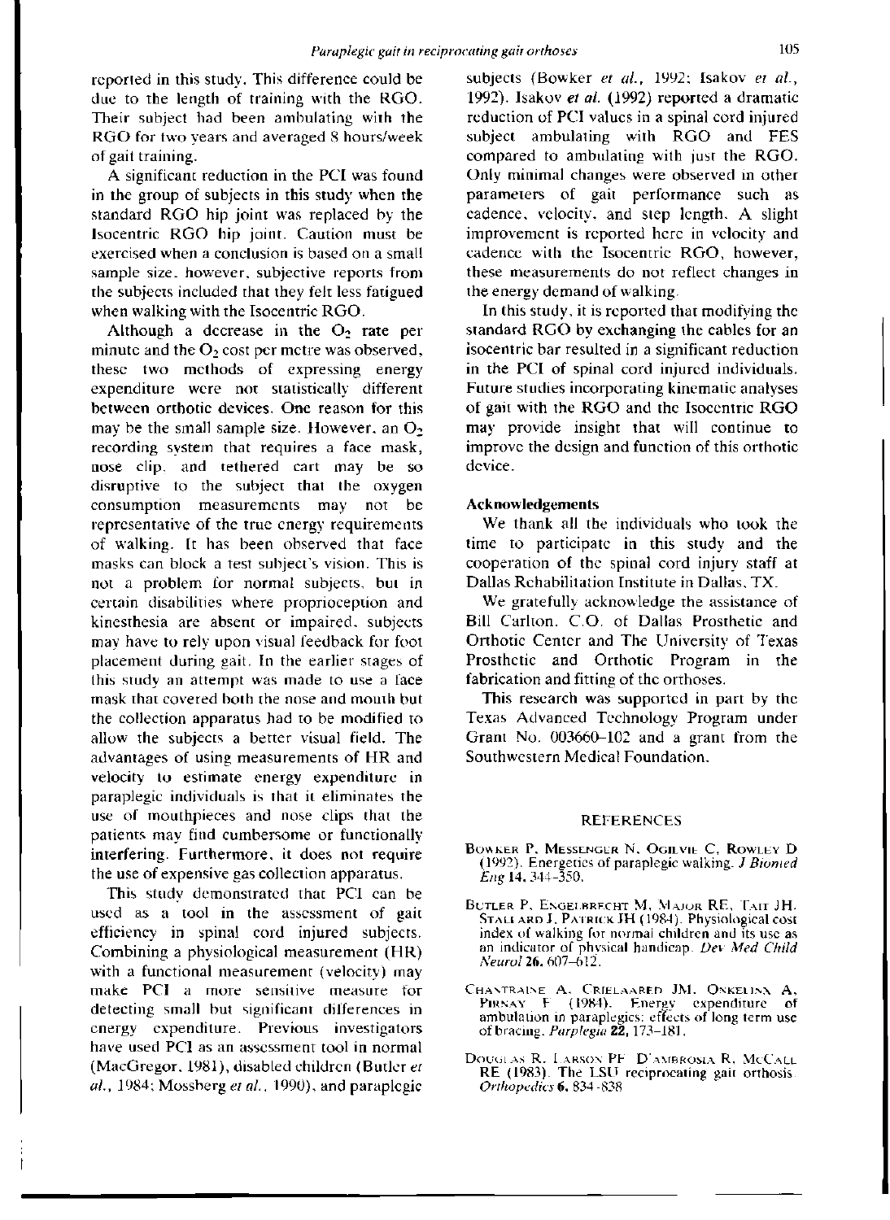reported in this study. This difference could be due to the length of training with the RGO. Their subject had been ambulating with the RGO for two years and averaged 8 hours/week of gait training.

A significant reduction in the PCI was found in the group of subjects in this study when the standard RGO hip joint was replaced by the Isocentric RGO hip joint. Caution must be exercised when a conclusion is based on a small sample size, however, subjective reports from the subjects included that they felt less fatigued when walking with the Isocentric RGO.

Although a decrease in the $O_2$ rate per minute and the $O_2$ cost per metre was observed, these two methods of expressing energy expenditure were not statistically different between orthotic devices. One reason for this may be the small sample size. However, an $O_2$ recording system that requires a face mask, nose clip, and tethered cart may be so disruptive to the subject that the oxygen consumption measurements may not be representative of the true energy requirements of walking. It has been observed that face masks can block a test subject's vision. This is not a problem for normal subjects, but in certain disabilities where proprioception and kinesthesia are absent or impaired, subjects may have to rely upon visual feedback for foot placement during gait. In the earlier stages of this study an attempt was made to use a face mask that covered both the nose and mouth but the collection apparatus had to be modified to allow the subjects a better visual field. The advantages of using measurements of HR and velocity to estimate energy expenditure in paraplegic individuals is that it eliminates the use of mouthpieces and nose clips that the patients may find cumbersome or functionally interfering. Furthermore, it does not require the use of expensive gas collection apparatus.

This study demonstrated that PCI can be used as a tool in the assessment of gait efficiency in spinal cord injured subjects. Combining a physiological measurement (HR) with a functional measurement (velocity) may make PCI a more sensitive measure for detecting small but significant differences in energy expenditure. Previous investigators have used PCI as an assessment tool in normal (MacGregor, 1981), disabled children (Butler *et al.*, 1984; Mossberg *et al.*, 1990), and paraplegic subjects (Bowker *et al.*, 1992; Isakov *et al.*, 1992). Isakov *et al.* (1992) reported a dramatic reduction of PCI values in a spinal cord injured subject ambulating with RGO and FES compared to ambulating with just the RGO. Only minimal changes were observed in other parameters of gait performance such as cadence, velocity, and step length. A slight improvement is reported here in velocity and cadence with the Isocentric RGO, however, these measurements do not reflect changes in the energy demand of walking.

In this study, it is reported that modifying the standard RGO by exchanging the cables for an isocentric bar resulted in a significant reduction in the PCI of spinal cord injured individuals. Future studies incorporating kinematic analyses of gait with the RGO and the Isocentric RGO may provide insight that will continue to improve the design and function of this orthotic device.

### Acknowledgements

We thank all the individuals who took the time to participate in this study and the cooperation of the spinal cord injury staff at Dallas Rehabilitation Institute in Dallas, TX.

We gratefully acknowledge the assistance of Bill Carlton, C.O. of Dallas Prosthetic and Orthotic Center and The University of Texas Prosthetic and Orthotic Program in the fabrication and fitting of the orthoses.

This research was supported in part by the Texas Advanced Technology Program under Grant No. 003660–102 and a grant from the Southwestern Medical Foundation.

## REFERENCES

Bowker P, Messenger N, Ogilvie C, Rowley D (1992). Energetics of paraplegic walking. *J Biomed Eng* **14**, 344–350.

Butler P, Engelbrecht M, Major RE, Tait JH, Stallard J, Patrick JH (1984). Physiological cost index of walking for normal children and its use as an indicator of physical handicap. *Dev Med Child Neurol* **26**, 607–612.

Chantraine A, Crielaared JM, Onkelinx A, Pirnay F (1984). Energy expenditure of ambulation in paraplegics: effects of long term use of bracing. *Parplegia* **22**, 173–181.

Douglas R, Larson PF, D'Ambrosia R, McCall RE (1983). The LSU reciprocating gait orthosis. *Orthopedics* **6**, 834–838.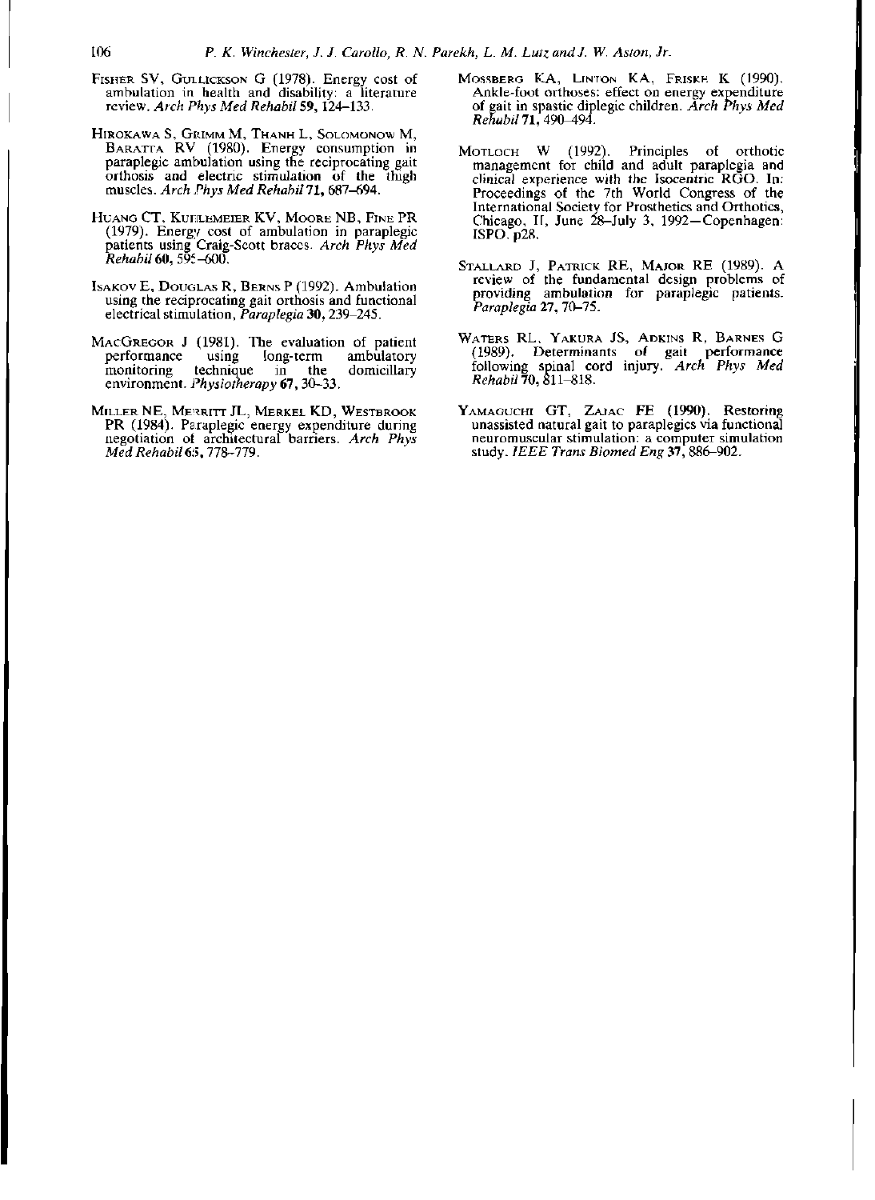Fisher SV, Gullickson G (1978). Energy cost of ambulation in health and disability: a literature review. *Arch Phys Med Rehabil* **59,** 124–133.

Hirokawa S, Grimm M, Thanh L, Solomonow M, Baratta RV (1980). Energy consumption in paraplegic ambulation using the reciprocating gait orthosis and electric stimulation of the thigh muscles. *Arch Phys Med Rehabil* **71,** 687–694.

Huang CT, Kuhlemeier KV, Moore NB, Fine PR (1979). Energy cost of ambulation in paraplegic patients using Craig-Scott braces. *Arch Phys Med Rehabil* **60,** 595–600.

Isakov E, Douglas R, Berns P (1992). Ambulation using the reciprocating gait orthosis and functional electrical stimulation, *Paraplegia* **30,** 239–245.

MacGregor J (1981). The evaluation of patient performance using long-term ambulatory monitoring technique in the domicillary environment. *Physiotherapy* **67,** 30–33.

Miller NE, Merritt JL, Merkel KD, Westbrook PR (1984). Paraplegic energy expenditure during negotiation of architectural barriers. *Arch Phys Med Rehabil* **65,** 778–779.

Mossberg KA, Linton KA, Friske K (1990). Ankle-foot orthoses: effect on energy expenditure of gait in spastic diplegic children. *Arch Phys Med Rehabil* **71,** 490–494.

Motloch W (1992). Principles of orthotic management for child and adult paraplegia and clinical experience with the Isocentric RGO. In: Proceedings of the 7th World Congress of the International Society for Prosthetics and Orthotics, Chicago, Il, June 28–July 3, 1992—Copenhagen: ISPO. p28.

Stallard J, Patrick RE, Major RE (1989). A review of the fundamental design problems of providing ambulation for paraplegic patients. *Paraplegia* **27,** 70–75.

Waters RL, Yakura JS, Adkins R, Barnes G (1989). Determinants of gait performance following spinal cord injury. *Arch Phys Med Rehabil* **70,** 811–818.

Yamaguchi GT, Zajac FE (1990). Restoring unassisted natural gait to paraplegics via functional neuromuscular stimulation: a computer simulation study. *IEEE Trans Biomed Eng* **37,** 886–902.